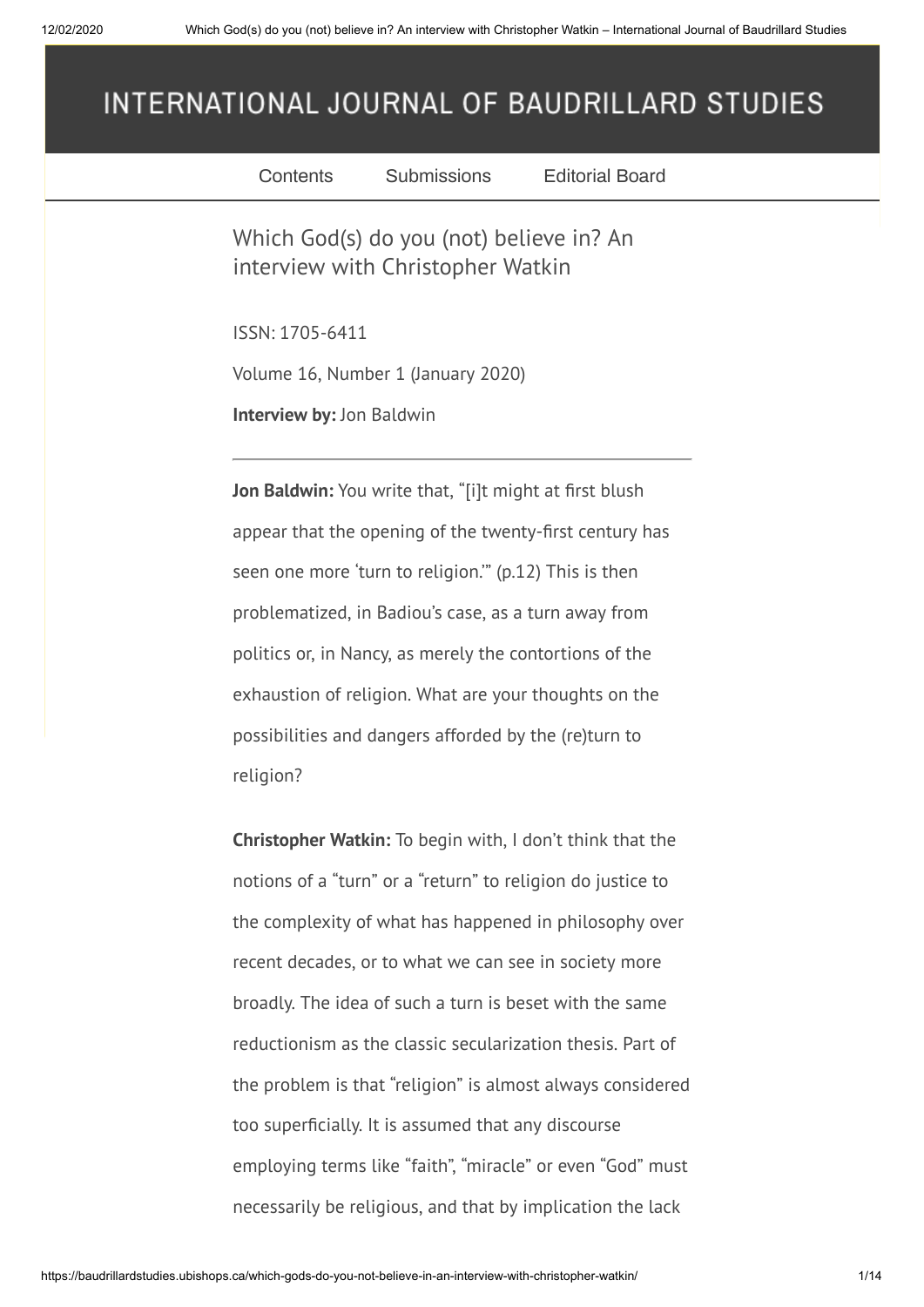# INTERNATIONAL JOURNAL OF BAUDRILLARD STUDIES

Contents Submissions Editorial Board

## Which God(s) do you (not) believe in? An interview with Christopher Watkin

ISSN: 1705-6411

Volume 16, Number 1 (January 2020)

**Interview by:** Jon Baldwin

---

**Jon Baldwin:** You write that, "[i]t might at first blush appear that the opening of the twenty-first century has seen one more 'turn to religion.'" (p.12) This is then problematized, in Badiou's case, as a turn away from politics or, in Nancy, as merely the contortions of the exhaustion of religion. What are your thoughts on the possibilities and dangers afforded by the (re)turn to religion?

**Christopher Watkin:** To begin with, I don't think that the notions of a "turn" or a "return" to religion do justice to the complexity of what has happened in philosophy over recent decades, or to what we can see in society more broadly. The idea of such a turn is beset with the same reductionism as the classic secularization thesis. Part of the problem is that "religion" is almost always considered too superficially. It is assumed that any discourse employing terms like "faith", "miracle" or even "God" must necessarily be religious, and that by implication the lack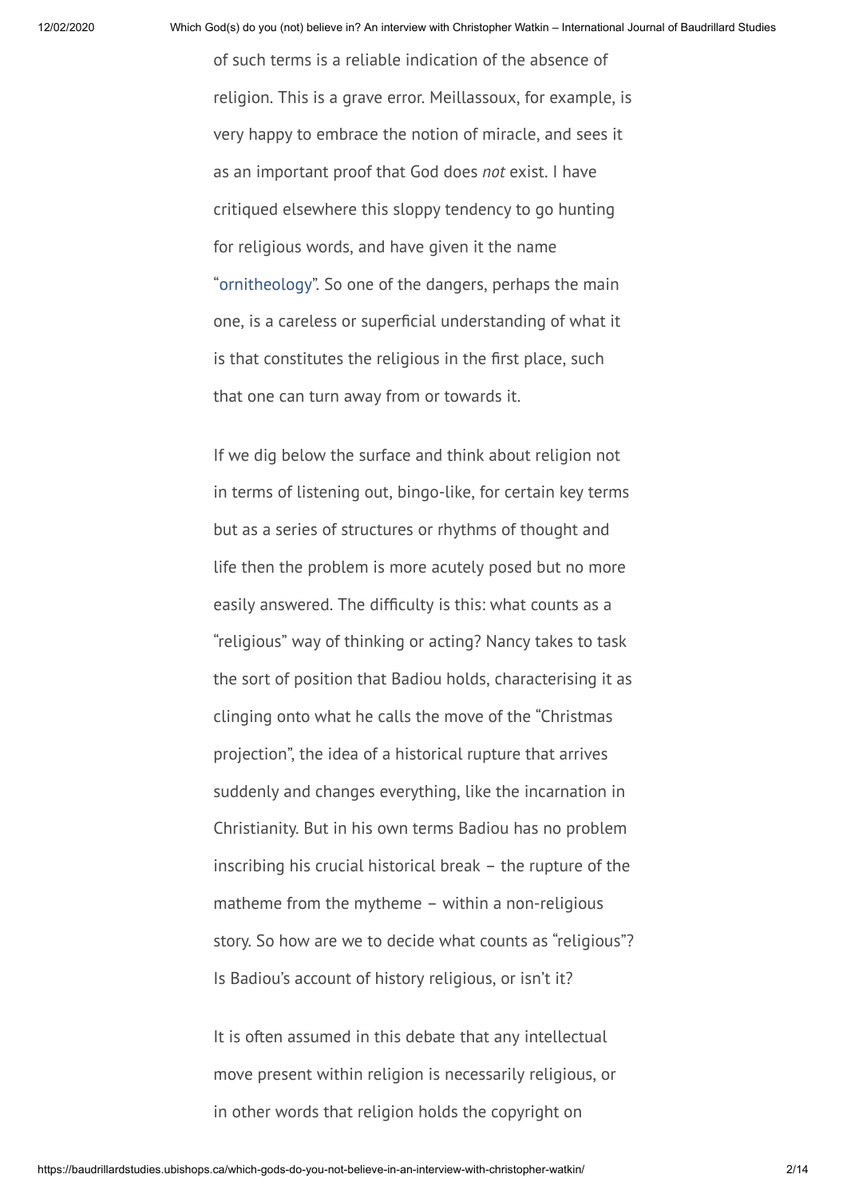of such terms is a reliable indication of the absence of religion. This is a grave error. Meillassoux, for example, is very happy to embrace the notion of miracle, and sees it as an important proof that God does *not* exist. I have critiqued elsewhere this sloppy tendency to go hunting for religious words, and have given it the name "ornitheology". So one of the dangers, perhaps the main one, is a careless or superficial understanding of what it is that constitutes the religious in the first place, such that one can turn away from or towards it.

If we dig below the surface and think about religion not in terms of listening out, bingo-like, for certain key terms but as a series of structures or rhythms of thought and life then the problem is more acutely posed but no more easily answered. The difficulty is this: what counts as a "religious" way of thinking or acting? Nancy takes to task the sort of position that Badiou holds, characterising it as clinging onto what he calls the move of the "Christmas projection", the idea of a historical rupture that arrives suddenly and changes everything, like the incarnation in Christianity. But in his own terms Badiou has no problem inscribing his crucial historical break – the rupture of the matheme from the mytheme – within a non-religious story. So how are we to decide what counts as "religious"? Is Badiou's account of history religious, or isn't it?

It is often assumed in this debate that any intellectual move present within religion is necessarily religious, or in other words that religion holds the copyright on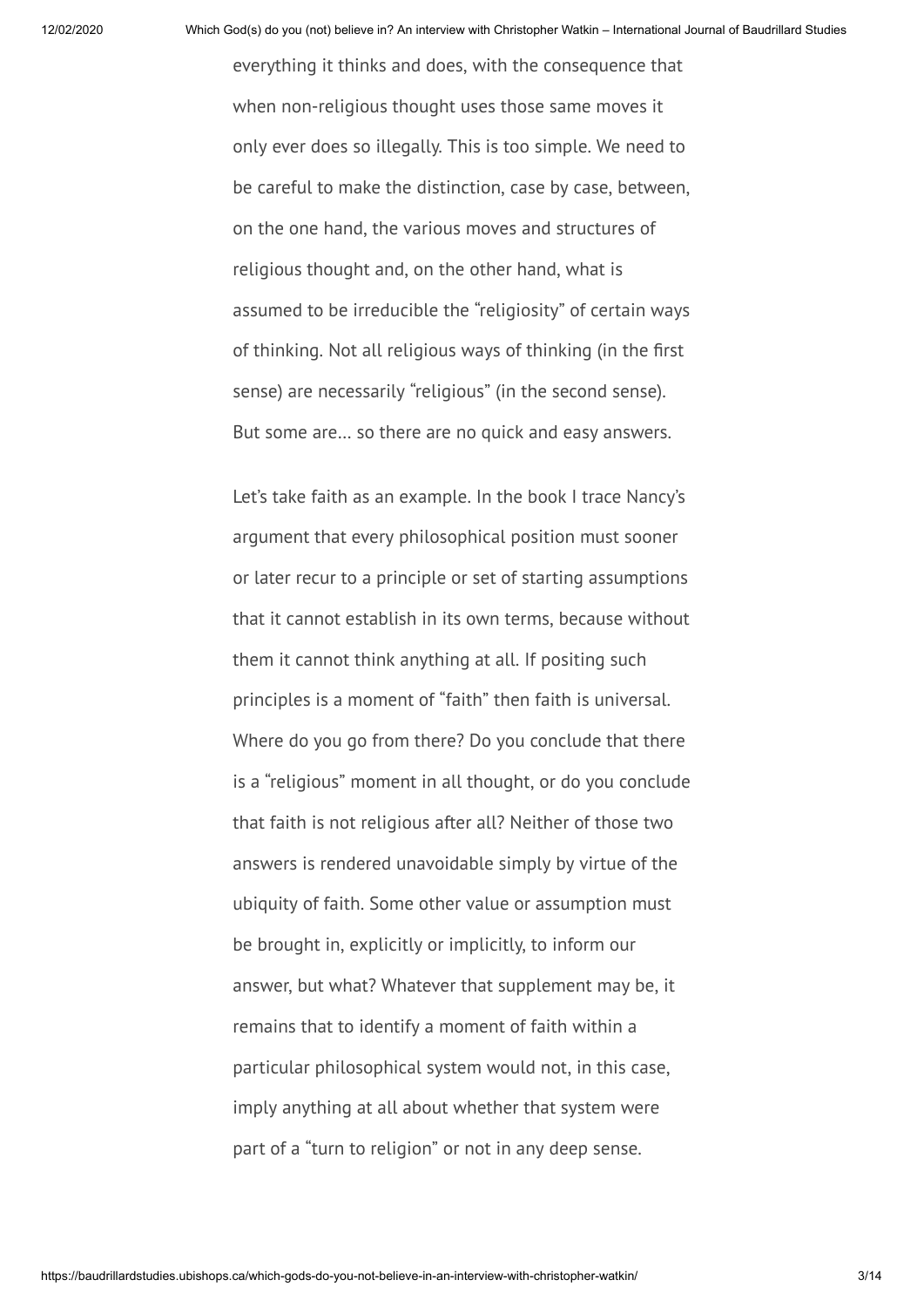everything it thinks and does, with the consequence that when non-religious thought uses those same moves it only ever does so illegally. This is too simple. We need to be careful to make the distinction, case by case, between, on the one hand, the various moves and structures of religious thought and, on the other hand, what is assumed to be irreducible the "religiosity" of certain ways of thinking. Not all religious ways of thinking (in the first sense) are necessarily "religious" (in the second sense). But some are… so there are no quick and easy answers.

Let's take faith as an example. In the book I trace Nancy's argument that every philosophical position must sooner or later recur to a principle or set of starting assumptions that it cannot establish in its own terms, because without them it cannot think anything at all. If positing such principles is a moment of "faith" then faith is universal. Where do you go from there? Do you conclude that there is a "religious" moment in all thought, or do you conclude that faith is not religious after all? Neither of those two answers is rendered unavoidable simply by virtue of the ubiquity of faith. Some other value or assumption must be brought in, explicitly or implicitly, to inform our answer, but what? Whatever that supplement may be, it remains that to identify a moment of faith within a particular philosophical system would not, in this case, imply anything at all about whether that system were part of a "turn to religion" or not in any deep sense.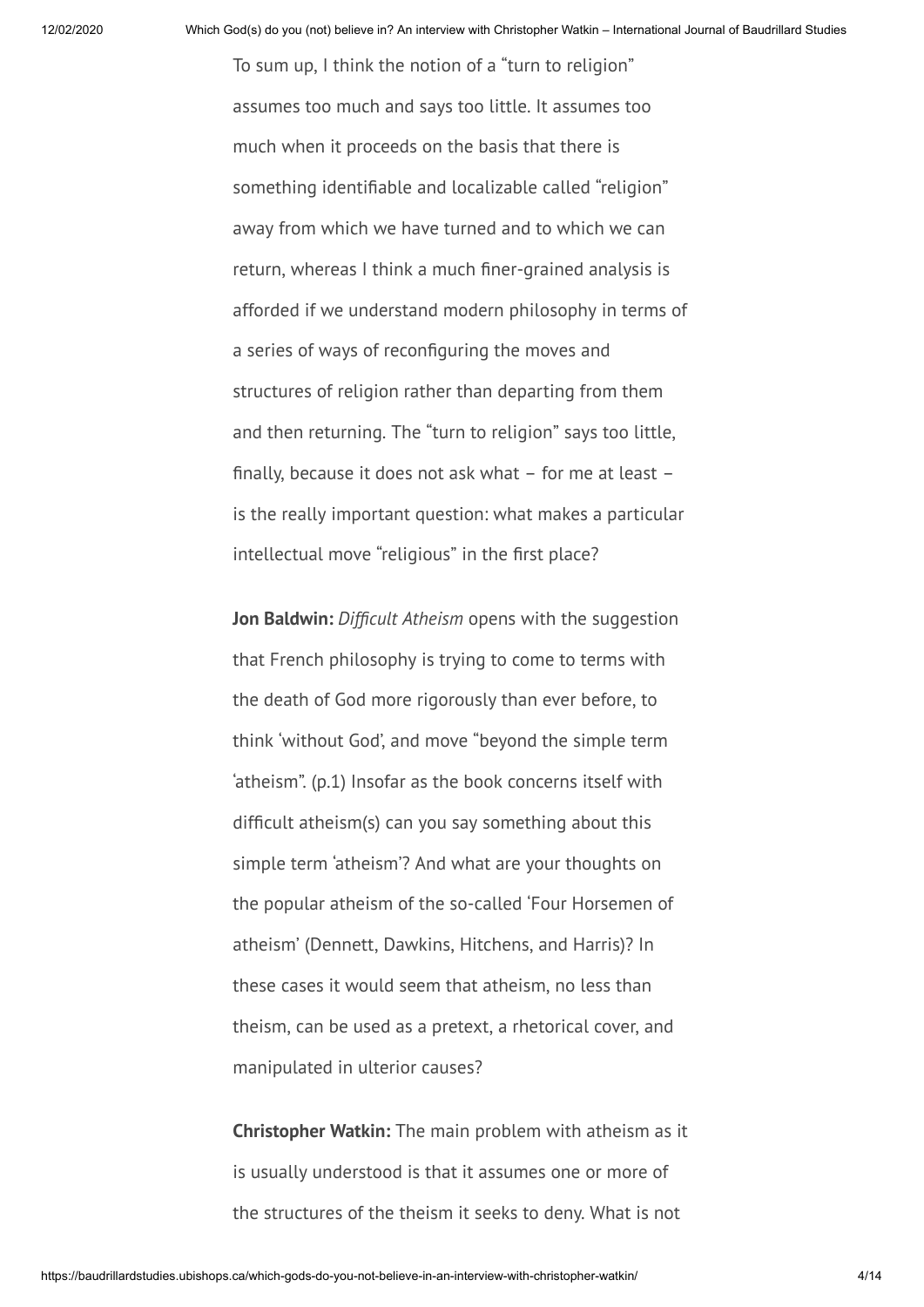To sum up, I think the notion of a "turn to religion" assumes too much and says too little. It assumes too much when it proceeds on the basis that there is something identifiable and localizable called "religion" away from which we have turned and to which we can return, whereas I think a much finer-grained analysis is afforded if we understand modern philosophy in terms of a series of ways of reconfiguring the moves and structures of religion rather than departing from them and then returning. The "turn to religion" says too little, finally, because it does not ask what – for me at least – is the really important question: what makes a particular intellectual move "religious" in the first place?

**Jon Baldwin:** *Difficult Atheism* opens with the suggestion that French philosophy is trying to come to terms with the death of God more rigorously than ever before, to think 'without God', and move "beyond the simple term 'atheism". (p.1) Insofar as the book concerns itself with difficult atheism(s) can you say something about this simple term 'atheism'? And what are your thoughts on the popular atheism of the so-called 'Four Horsemen of atheism' (Dennett, Dawkins, Hitchens, and Harris)? In these cases it would seem that atheism, no less than theism, can be used as a pretext, a rhetorical cover, and manipulated in ulterior causes?

**Christopher Watkin:** The main problem with atheism as it is usually understood is that it assumes one or more of the structures of the theism it seeks to deny. What is not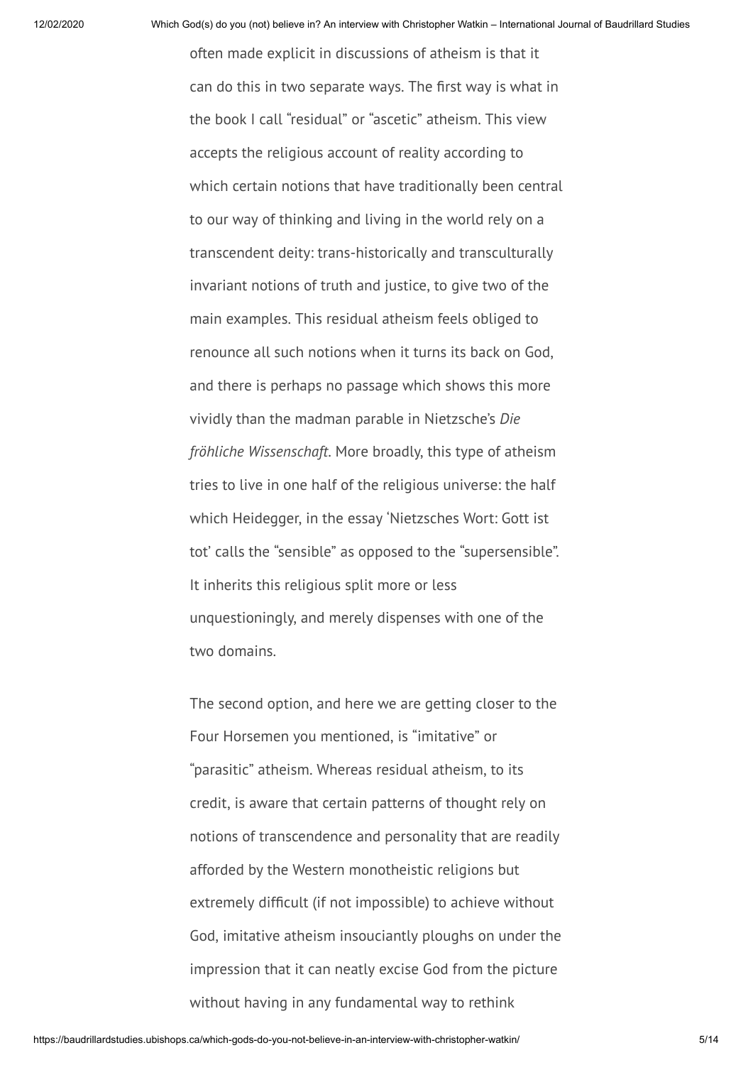often made explicit in discussions of atheism is that it can do this in two separate ways. The first way is what in the book I call "residual" or "ascetic" atheism. This view accepts the religious account of reality according to which certain notions that have traditionally been central to our way of thinking and living in the world rely on a transcendent deity: trans-historically and transculturally invariant notions of truth and justice, to give two of the main examples. This residual atheism feels obliged to renounce all such notions when it turns its back on God, and there is perhaps no passage which shows this more vividly than the madman parable in Nietzsche's *Die fröhliche Wissenschaft*. More broadly, this type of atheism tries to live in one half of the religious universe: the half which Heidegger, in the essay 'Nietzsches Wort: Gott ist tot' calls the "sensible" as opposed to the "supersensible". It inherits this religious split more or less unquestioningly, and merely dispenses with one of the two domains.

The second option, and here we are getting closer to the Four Horsemen you mentioned, is "imitative" or "parasitic" atheism. Whereas residual atheism, to its credit, is aware that certain patterns of thought rely on notions of transcendence and personality that are readily afforded by the Western monotheistic religions but extremely difficult (if not impossible) to achieve without God, imitative atheism insouciantly ploughs on under the impression that it can neatly excise God from the picture without having in any fundamental way to rethink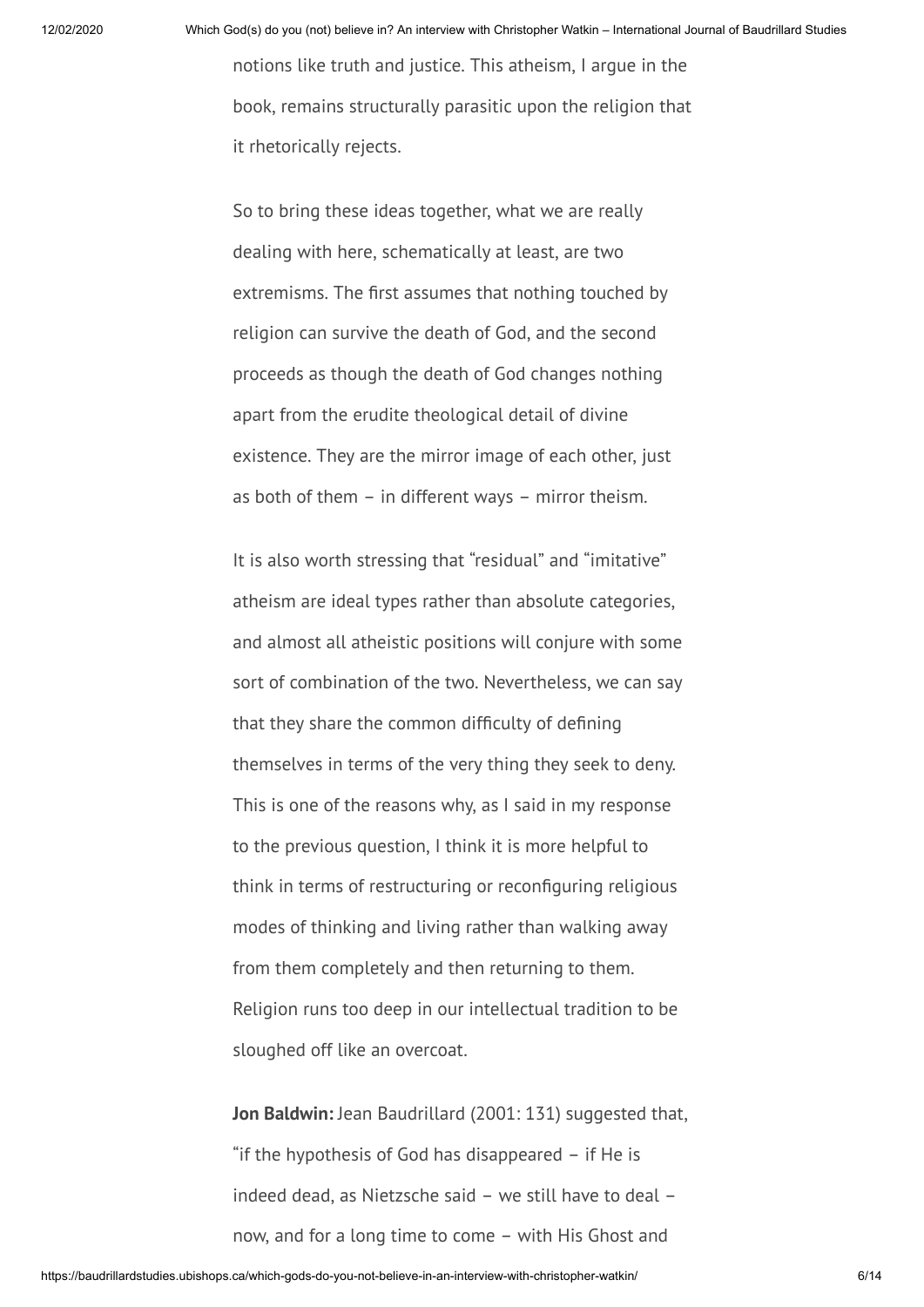notions like truth and justice. This atheism, I argue in the book, remains structurally parasitic upon the religion that it rhetorically rejects.

So to bring these ideas together, what we are really dealing with here, schematically at least, are two extremisms. The first assumes that nothing touched by religion can survive the death of God, and the second proceeds as though the death of God changes nothing apart from the erudite theological detail of divine existence. They are the mirror image of each other, just as both of them – in different ways – mirror theism.

It is also worth stressing that "residual" and "imitative" atheism are ideal types rather than absolute categories, and almost all atheistic positions will conjure with some sort of combination of the two. Nevertheless, we can say that they share the common difficulty of defining themselves in terms of the very thing they seek to deny. This is one of the reasons why, as I said in my response to the previous question, I think it is more helpful to think in terms of restructuring or reconfiguring religious modes of thinking and living rather than walking away from them completely and then returning to them. Religion runs too deep in our intellectual tradition to be sloughed off like an overcoat.

**Jon Baldwin:** Jean Baudrillard (2001: 131) suggested that, "if the hypothesis of God has disappeared – if He is indeed dead, as Nietzsche said – we still have to deal – now, and for a long time to come – with His Ghost and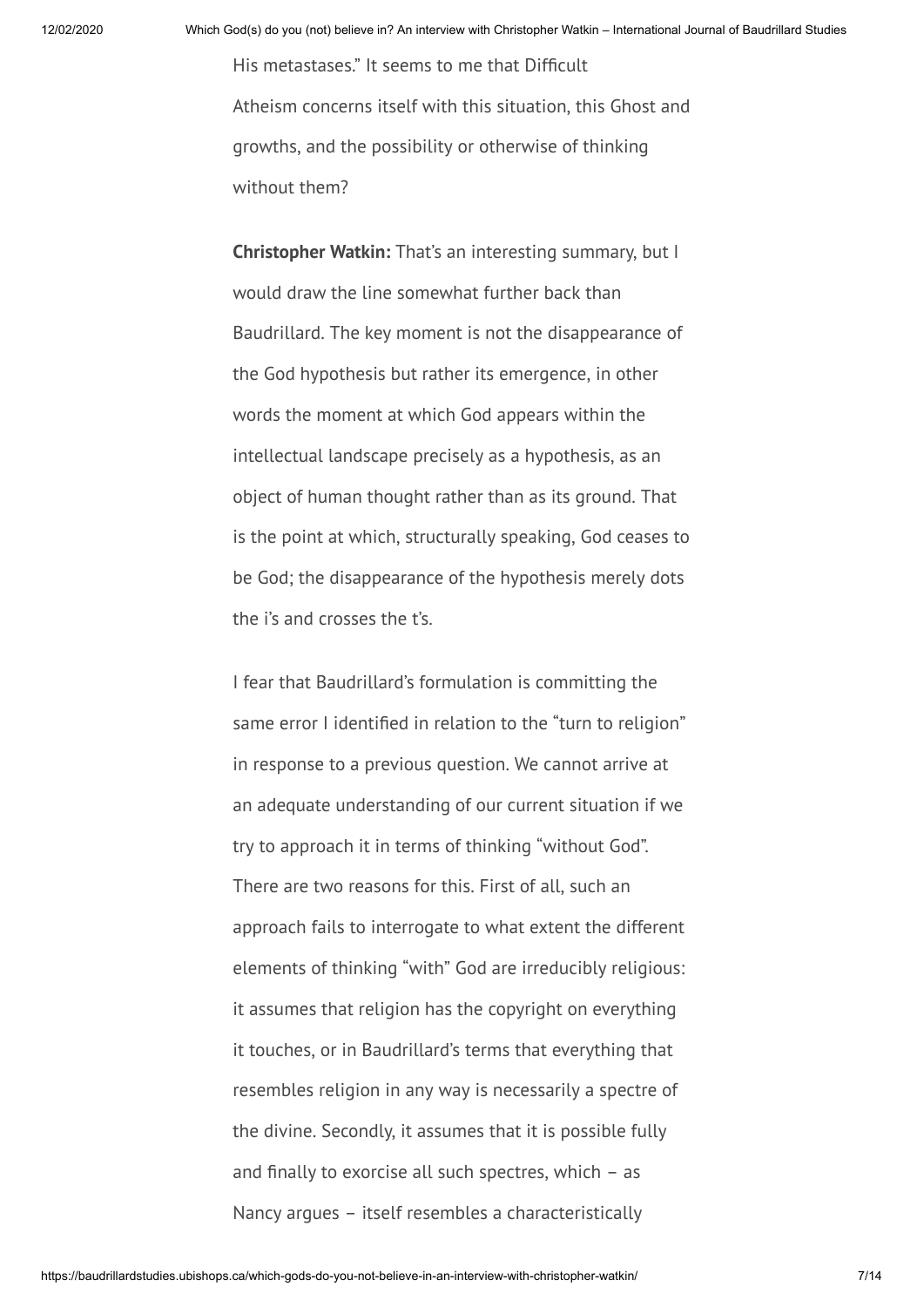His metastases." It seems to me that Difficult Atheism concerns itself with this situation, this Ghost and growths, and the possibility or otherwise of thinking without them?

**Christopher Watkin:** That's an interesting summary, but I would draw the line somewhat further back than Baudrillard. The key moment is not the disappearance of the God hypothesis but rather its emergence, in other words the moment at which God appears within the intellectual landscape precisely as a hypothesis, as an object of human thought rather than as its ground. That is the point at which, structurally speaking, God ceases to be God; the disappearance of the hypothesis merely dots the i's and crosses the t's.

I fear that Baudrillard's formulation is committing the same error I identified in relation to the "turn to religion" in response to a previous question. We cannot arrive at an adequate understanding of our current situation if we try to approach it in terms of thinking "without God". There are two reasons for this. First of all, such an approach fails to interrogate to what extent the different elements of thinking "with" God are irreducibly religious: it assumes that religion has the copyright on everything it touches, or in Baudrillard's terms that everything that resembles religion in any way is necessarily a spectre of the divine. Secondly, it assumes that it is possible fully and finally to exorcise all such spectres, which – as Nancy argues – itself resembles a characteristically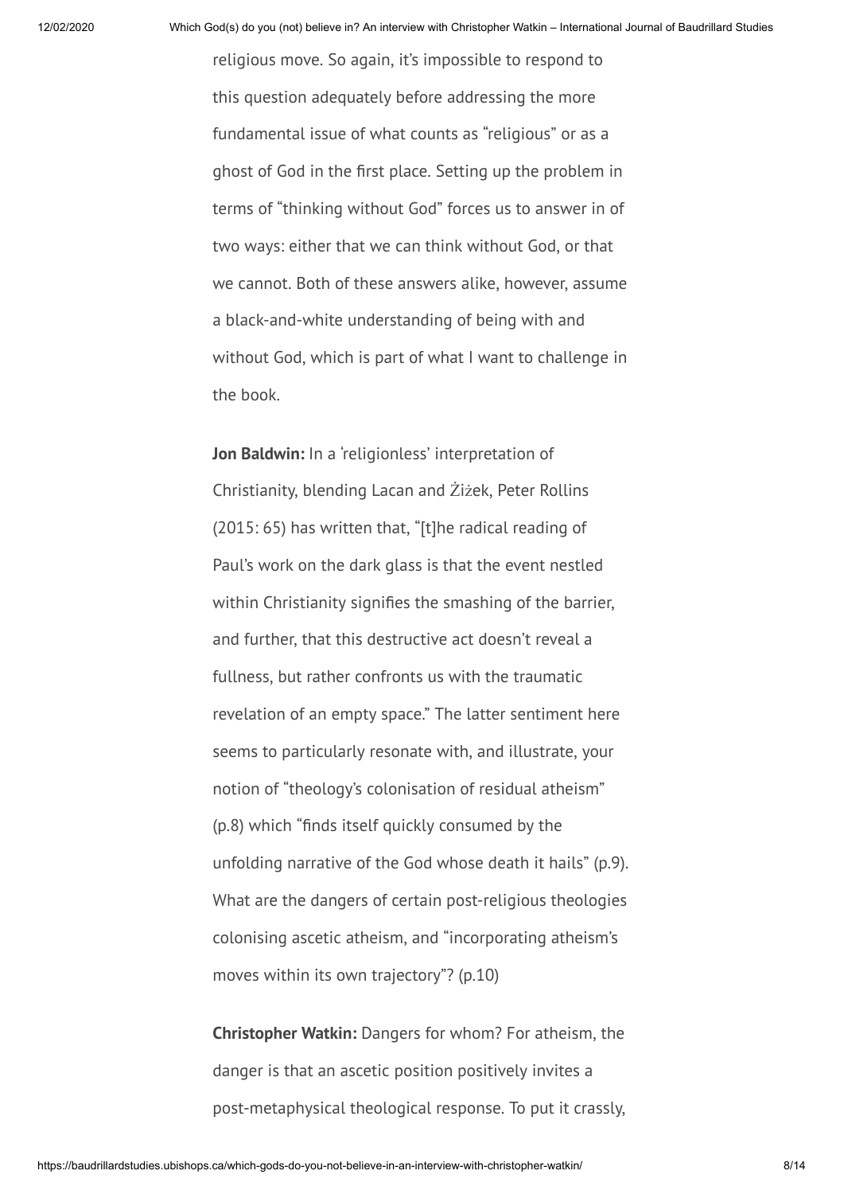religious move. So again, it's impossible to respond to this question adequately before addressing the more fundamental issue of what counts as "religious" or as a ghost of God in the first place. Setting up the problem in terms of "thinking without God" forces us to answer in of two ways: either that we can think without God, or that we cannot. Both of these answers alike, however, assume a black-and-white understanding of being with and without God, which is part of what I want to challenge in the book.

**Jon Baldwin:** In a 'religionless' interpretation of Christianity, blending Lacan and Žižek, Peter Rollins (2015: 65) has written that, "[t]he radical reading of Paul's work on the dark glass is that the event nestled within Christianity signifies the smashing of the barrier, and further, that this destructive act doesn't reveal a fullness, but rather confronts us with the traumatic revelation of an empty space." The latter sentiment here seems to particularly resonate with, and illustrate, your notion of "theology's colonisation of residual atheism" (p.8) which "finds itself quickly consumed by the unfolding narrative of the God whose death it hails" (p.9). What are the dangers of certain post-religious theologies colonising ascetic atheism, and "incorporating atheism's moves within its own trajectory"? (p.10)

**Christopher Watkin:** Dangers for whom? For atheism, the danger is that an ascetic position positively invites a post-metaphysical theological response. To put it crassly,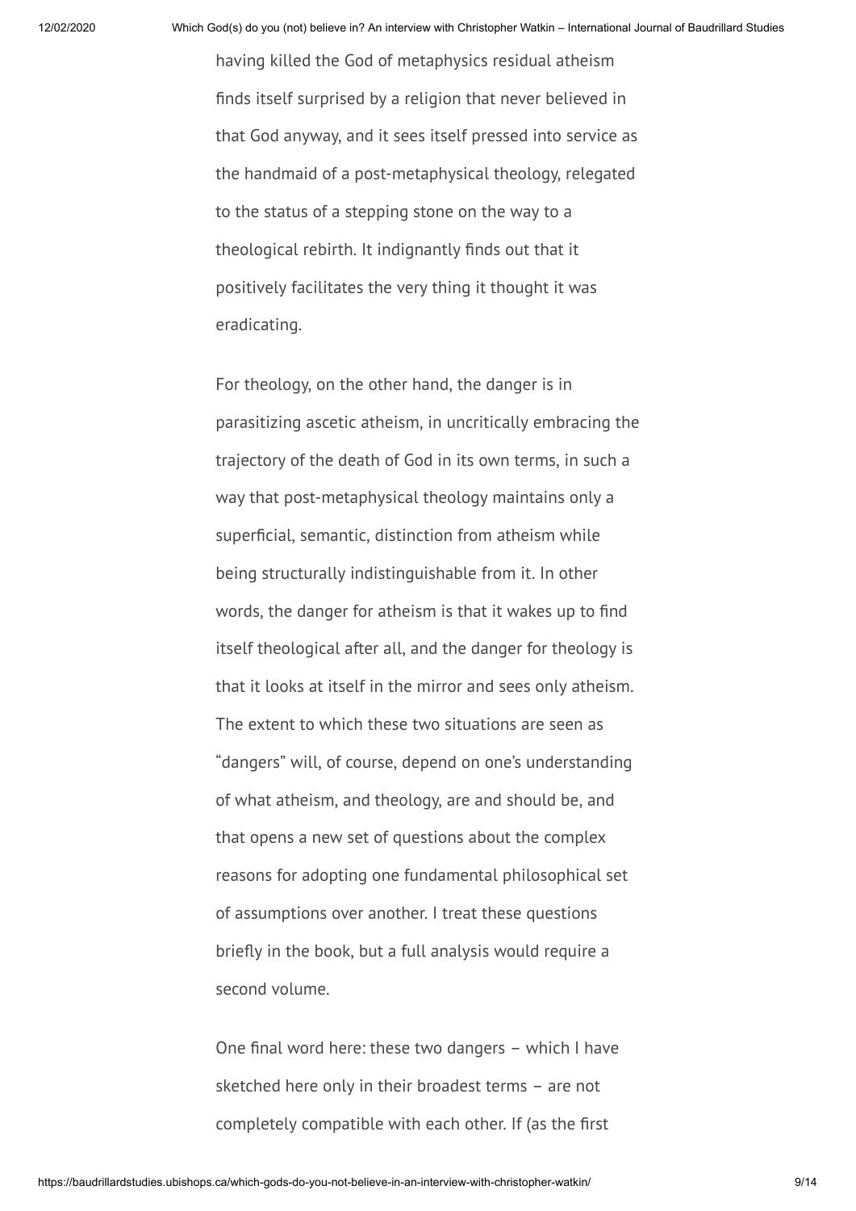having killed the God of metaphysics residual atheism finds itself surprised by a religion that never believed in that God anyway, and it sees itself pressed into service as the handmaid of a post-metaphysical theology, relegated to the status of a stepping stone on the way to a theological rebirth. It indignantly finds out that it positively facilitates the very thing it thought it was eradicating.

For theology, on the other hand, the danger is in parasitizing ascetic atheism, in uncritically embracing the trajectory of the death of God in its own terms, in such a way that post-metaphysical theology maintains only a superficial, semantic, distinction from atheism while being structurally indistinguishable from it. In other words, the danger for atheism is that it wakes up to find itself theological after all, and the danger for theology is that it looks at itself in the mirror and sees only atheism. The extent to which these two situations are seen as "dangers" will, of course, depend on one's understanding of what atheism, and theology, are and should be, and that opens a new set of questions about the complex reasons for adopting one fundamental philosophical set of assumptions over another. I treat these questions briefly in the book, but a full analysis would require a second volume.

One final word here: these two dangers – which I have sketched here only in their broadest terms – are not completely compatible with each other. If (as the first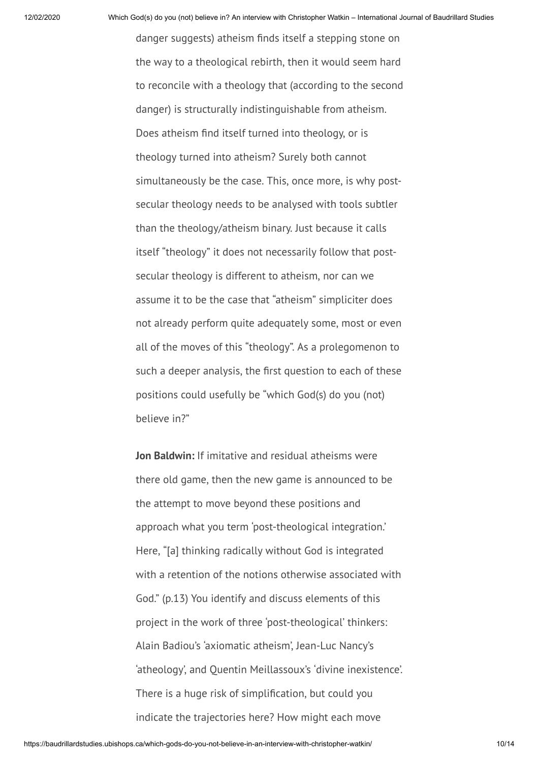danger suggests) atheism finds itself a stepping stone on the way to a theological rebirth, then it would seem hard to reconcile with a theology that (according to the second danger) is structurally indistinguishable from atheism. Does atheism find itself turned into theology, or is theology turned into atheism? Surely both cannot simultaneously be the case. This, once more, is why post-secular theology needs to be analysed with tools subtler than the theology/atheism binary. Just because it calls itself "theology" it does not necessarily follow that post-secular theology is different to atheism, nor can we assume it to be the case that "atheism" simpliciter does not already perform quite adequately some, most or even all of the moves of this "theology". As a prolegomenon to such a deeper analysis, the first question to each of these positions could usefully be "which God(s) do you (not) believe in?"

**Jon Baldwin:** If imitative and residual atheisms were there old game, then the new game is announced to be the attempt to move beyond these positions and approach what you term 'post-theological integration.' Here, "[a] thinking radically without God is integrated with a retention of the notions otherwise associated with God." (p.13) You identify and discuss elements of this project in the work of three 'post-theological' thinkers: Alain Badiou's 'axiomatic atheism', Jean-Luc Nancy's 'atheology', and Quentin Meillassoux's 'divine inexistence'. There is a huge risk of simplification, but could you indicate the trajectories here? How might each move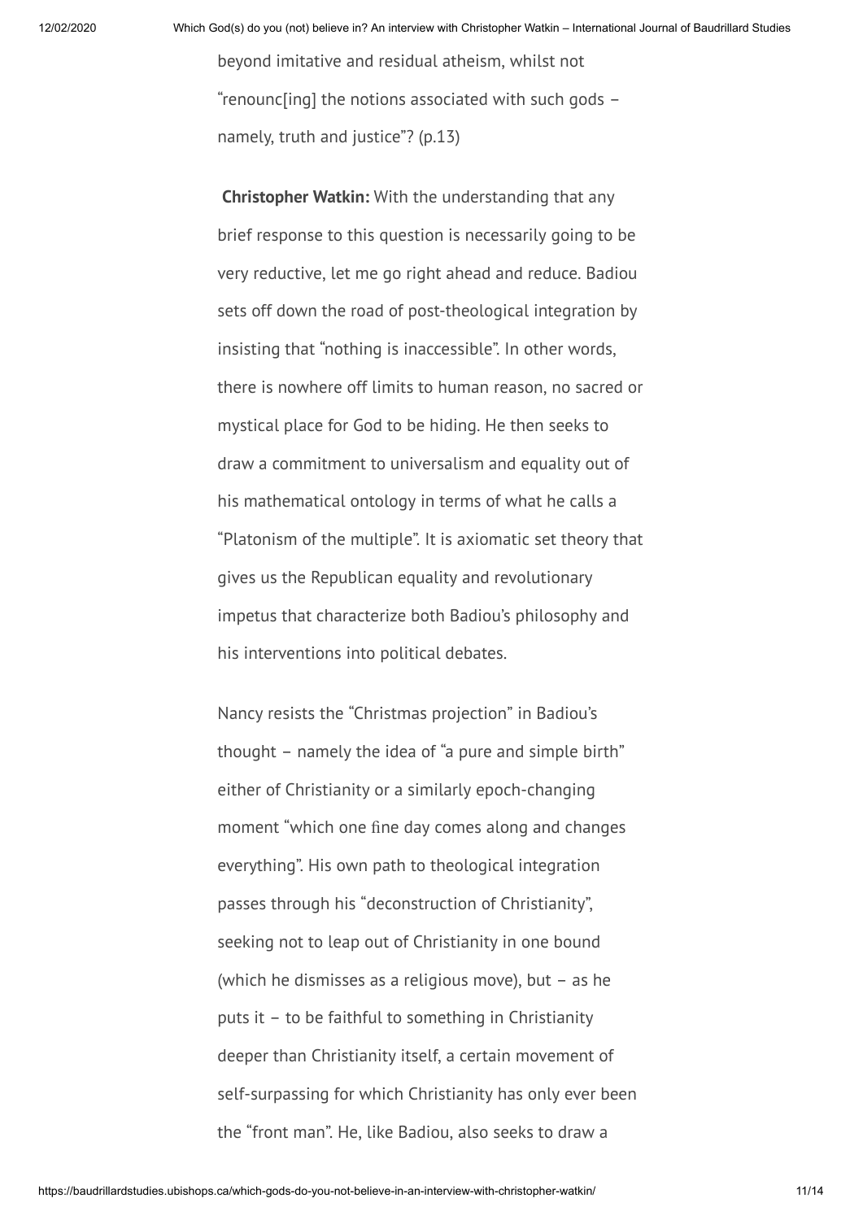beyond imitative and residual atheism, whilst not "renounc[ing] the notions associated with such gods – namely, truth and justice"? (p.13)

**Christopher Watkin:** With the understanding that any brief response to this question is necessarily going to be very reductive, let me go right ahead and reduce. Badiou sets off down the road of post-theological integration by insisting that "nothing is inaccessible". In other words, there is nowhere off limits to human reason, no sacred or mystical place for God to be hiding. He then seeks to draw a commitment to universalism and equality out of his mathematical ontology in terms of what he calls a "Platonism of the multiple". It is axiomatic set theory that gives us the Republican equality and revolutionary impetus that characterize both Badiou's philosophy and his interventions into political debates.

Nancy resists the "Christmas projection" in Badiou's thought – namely the idea of "a pure and simple birth" either of Christianity or a similarly epoch-changing moment "which one fine day comes along and changes everything". His own path to theological integration passes through his "deconstruction of Christianity", seeking not to leap out of Christianity in one bound (which he dismisses as a religious move), but – as he puts it – to be faithful to something in Christianity deeper than Christianity itself, a certain movement of self-surpassing for which Christianity has only ever been the "front man". He, like Badiou, also seeks to draw a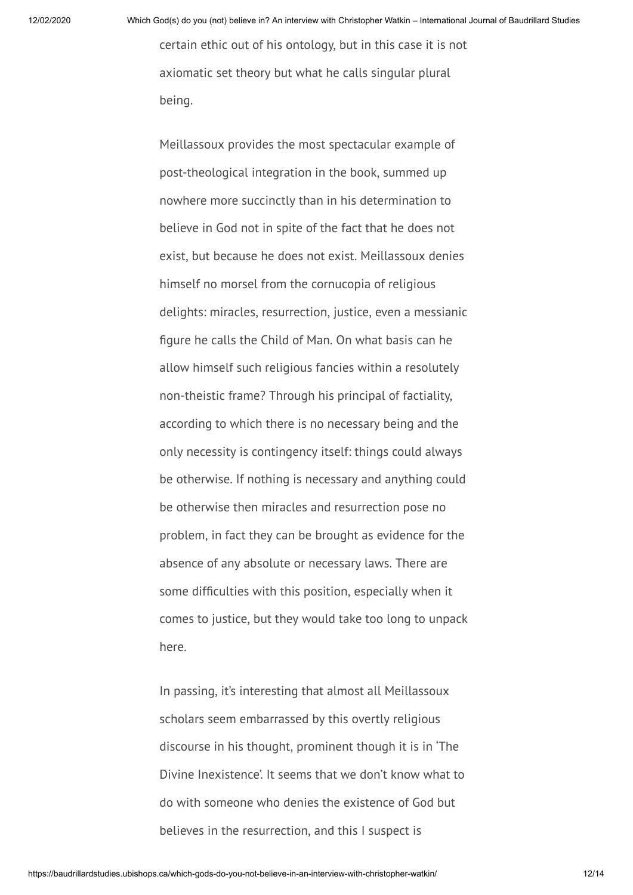certain ethic out of his ontology, but in this case it is not axiomatic set theory but what he calls singular plural being.

Meillassoux provides the most spectacular example of post-theological integration in the book, summed up nowhere more succinctly than in his determination to believe in God not in spite of the fact that he does not exist, but because he does not exist. Meillassoux denies himself no morsel from the cornucopia of religious delights: miracles, resurrection, justice, even a messianic figure he calls the Child of Man. On what basis can he allow himself such religious fancies within a resolutely non-theistic frame? Through his principal of factiality, according to which there is no necessary being and the only necessity is contingency itself: things could always be otherwise. If nothing is necessary and anything could be otherwise then miracles and resurrection pose no problem, in fact they can be brought as evidence for the absence of any absolute or necessary laws. There are some difficulties with this position, especially when it comes to justice, but they would take too long to unpack here.

In passing, it's interesting that almost all Meillassoux scholars seem embarrassed by this overtly religious discourse in his thought, prominent though it is in 'The Divine Inexistence'. It seems that we don't know what to do with someone who denies the existence of God but believes in the resurrection, and this I suspect is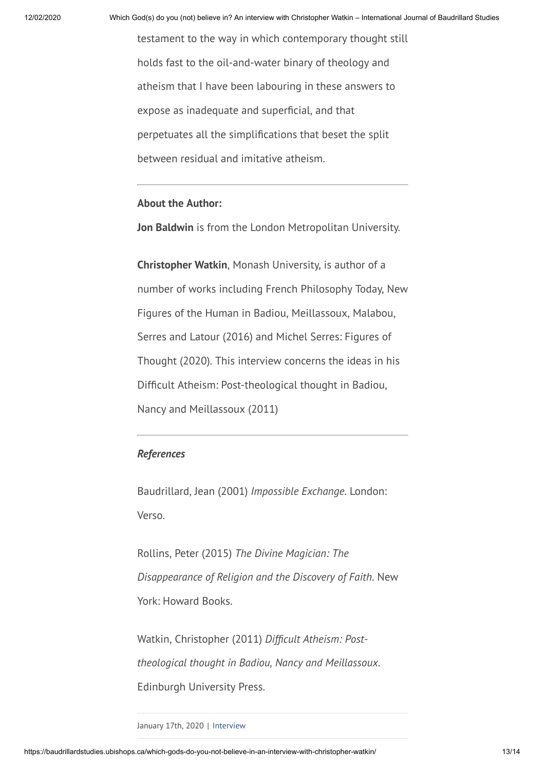testament to the way in which contemporary thought still holds fast to the oil-and-water binary of theology and atheism that I have been labouring in these answers to expose as inadequate and superficial, and that perpetuates all the simplifications that beset the split between residual and imitative atheism.

---

**About the Author:**

**Jon Baldwin** is from the London Metropolitan University.

**Christopher Watkin**, Monash University, is author of a number of works including French Philosophy Today, New Figures of the Human in Badiou, Meillassoux, Malabou, Serres and Latour (2016) and Michel Serres: Figures of Thought (2020). This interview concerns the ideas in his Difficult Atheism: Post-theological thought in Badiou, Nancy and Meillassoux (2011)

---

***References***

Baudrillard, Jean (2001) *Impossible Exchange*. London: Verso.

Rollins, Peter (2015) *The Divine Magician: The Disappearance of Religion and the Discovery of Faith*. New York: Howard Books.

Watkin, Christopher (2011) *Difficult Atheism: Post-theological thought in Badiou, Nancy and Meillassoux*. Edinburgh University Press.

January 17th, 2020 | Interview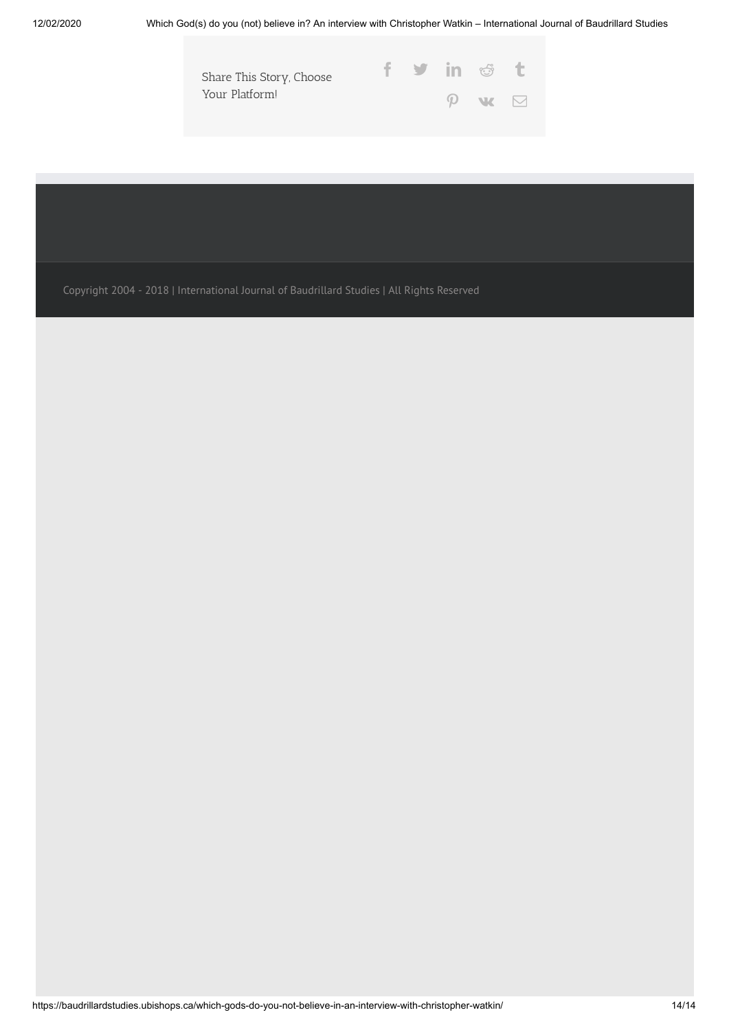Share This Story, Choose Your Platform!

Copyright 2004 - 2018 | International Journal of Baudrillard Studies | All Rights Reserved